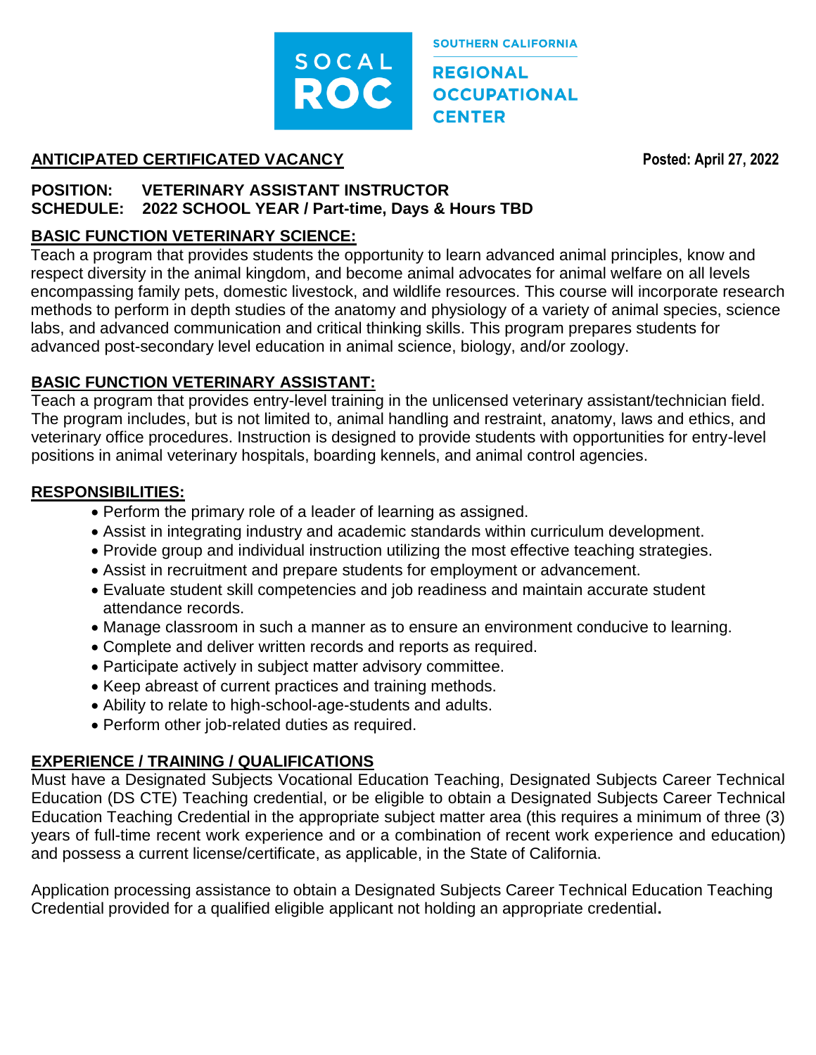SOCAL ROC

SOUTHERN CALIFORNIA

REGIONAL OCCUPATIONAL CENTER

## ANTICIPATED CERTIFICATED VACANCY

**Posted: April 27, 2022**

**POSITION:** **VETERINARY ASSISTANT INSTRUCTOR**
**SCHEDULE:** **2022 SCHOOL YEAR / Part-time, Days & Hours TBD**

### BASIC FUNCTION VETERINARY SCIENCE:

Teach a program that provides students the opportunity to learn advanced animal principles, know and respect diversity in the animal kingdom, and become animal advocates for animal welfare on all levels encompassing family pets, domestic livestock, and wildlife resources. This course will incorporate research methods to perform in depth studies of the anatomy and physiology of a variety of animal species, science labs, and advanced communication and critical thinking skills. This program prepares students for advanced post-secondary level education in animal science, biology, and/or zoology.

### BASIC FUNCTION VETERINARY ASSISTANT:

Teach a program that provides entry-level training in the unlicensed veterinary assistant/technician field. The program includes, but is not limited to, animal handling and restraint, anatomy, laws and ethics, and veterinary office procedures. Instruction is designed to provide students with opportunities for entry-level positions in animal veterinary hospitals, boarding kennels, and animal control agencies.

### RESPONSIBILITIES:

- Perform the primary role of a leader of learning as assigned.
- Assist in integrating industry and academic standards within curriculum development.
- Provide group and individual instruction utilizing the most effective teaching strategies.
- Assist in recruitment and prepare students for employment or advancement.
- Evaluate student skill competencies and job readiness and maintain accurate student attendance records.
- Manage classroom in such a manner as to ensure an environment conducive to learning.
- Complete and deliver written records and reports as required.
- Participate actively in subject matter advisory committee.
- Keep abreast of current practices and training methods.
- Ability to relate to high-school-age-students and adults.
- Perform other job-related duties as required.

### EXPERIENCE / TRAINING / QUALIFICATIONS

Must have a Designated Subjects Vocational Education Teaching, Designated Subjects Career Technical Education (DS CTE) Teaching credential, or be eligible to obtain a Designated Subjects Career Technical Education Teaching Credential in the appropriate subject matter area (this requires a minimum of three (3) years of full-time recent work experience and or a combination of recent work experience and education) and possess a current license/certificate, as applicable, in the State of California.

Application processing assistance to obtain a Designated Subjects Career Technical Education Teaching Credential provided for a qualified eligible applicant not holding an appropriate credential**.**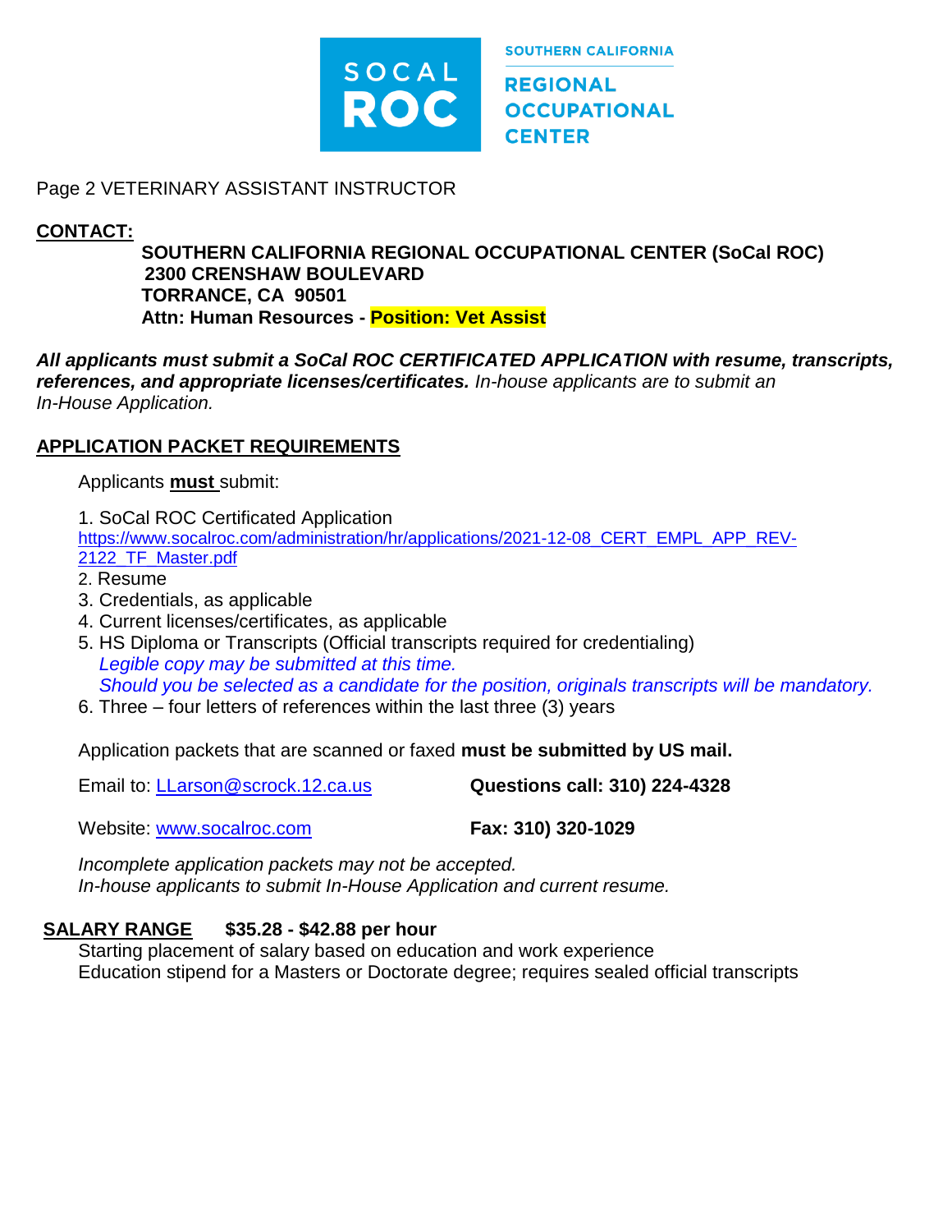SOUTHERN CALIFORNIA REGIONAL OCCUPATIONAL CENTER

Page 2 VETERINARY ASSISTANT INSTRUCTOR

**CONTACT:**

**SOUTHERN CALIFORNIA REGIONAL OCCUPATIONAL CENTER (SoCal ROC)**
**2300 CRENSHAW BOULEVARD**
**TORRANCE, CA 90501**
**Attn: Human Resources - Position: Vet Assist**

***All applicants must submit a SoCal ROC CERTIFICATED APPLICATION with resume, transcripts, references, and appropriate licenses/certificates.*** *In-house applicants are to submit an In-House Application.*

**APPLICATION PACKET REQUIREMENTS**

Applicants **must** submit:

1. SoCal ROC Certificated Application
   https://www.socalroc.com/administration/hr/applications/2021-12-08_CERT_EMPL_APP_REV-2122_TF_Master.pdf
2. Resume
3. Credentials, as applicable
4. Current licenses/certificates, as applicable
5. HS Diploma or Transcripts (Official transcripts required for credentialing)
   *Legible copy may be submitted at this time.*
   *Should you be selected as a candidate for the position, originals transcripts will be mandatory.*
6. Three – four letters of references within the last three (3) years

Application packets that are scanned or faxed **must be submitted by US mail.**

Email to: LLarson@scrock.12.ca.us **Questions call: 310) 224-4328**

Website: www.socalroc.com **Fax: 310) 320-1029**

*Incomplete application packets may not be accepted.*
*In-house applicants to submit In-House Application and current resume.*

**SALARY RANGE** **$35.28 - $42.88 per hour**

Starting placement of salary based on education and work experience
Education stipend for a Masters or Doctorate degree; requires sealed official transcripts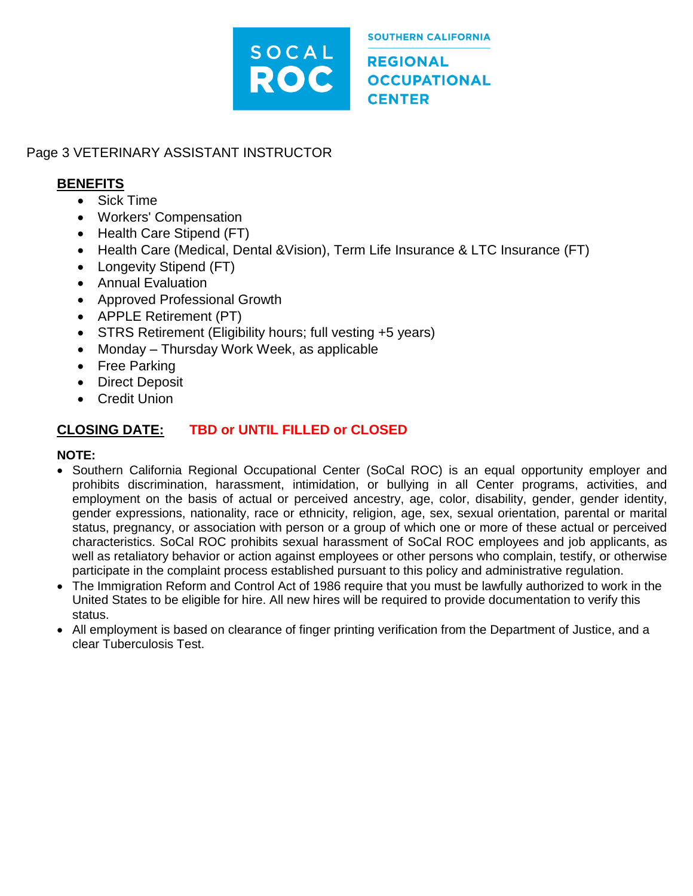SOUTHERN CALIFORNIA REGIONAL OCCUPATIONAL CENTER

Page 3 VETERINARY ASSISTANT INSTRUCTOR

## BENEFITS

- Sick Time
- Workers' Compensation
- Health Care Stipend (FT)
- Health Care (Medical, Dental &Vision), Term Life Insurance & LTC Insurance (FT)
- Longevity Stipend (FT)
- Annual Evaluation
- Approved Professional Growth
- APPLE Retirement (PT)
- STRS Retirement (Eligibility hours; full vesting +5 years)
- Monday – Thursday Work Week, as applicable
- Free Parking
- Direct Deposit
- Credit Union

**CLOSING DATE:** **TBD or UNTIL FILLED or CLOSED**

**NOTE:**

- Southern California Regional Occupational Center (SoCal ROC) is an equal opportunity employer and prohibits discrimination, harassment, intimidation, or bullying in all Center programs, activities, and employment on the basis of actual or perceived ancestry, age, color, disability, gender, gender identity, gender expressions, nationality, race or ethnicity, religion, age, sex, sexual orientation, parental or marital status, pregnancy, or association with person or a group of which one or more of these actual or perceived characteristics. SoCal ROC prohibits sexual harassment of SoCal ROC employees and job applicants, as well as retaliatory behavior or action against employees or other persons who complain, testify, or otherwise participate in the complaint process established pursuant to this policy and administrative regulation.
- The Immigration Reform and Control Act of 1986 require that you must be lawfully authorized to work in the United States to be eligible for hire. All new hires will be required to provide documentation to verify this status.
- All employment is based on clearance of finger printing verification from the Department of Justice, and a clear Tuberculosis Test.